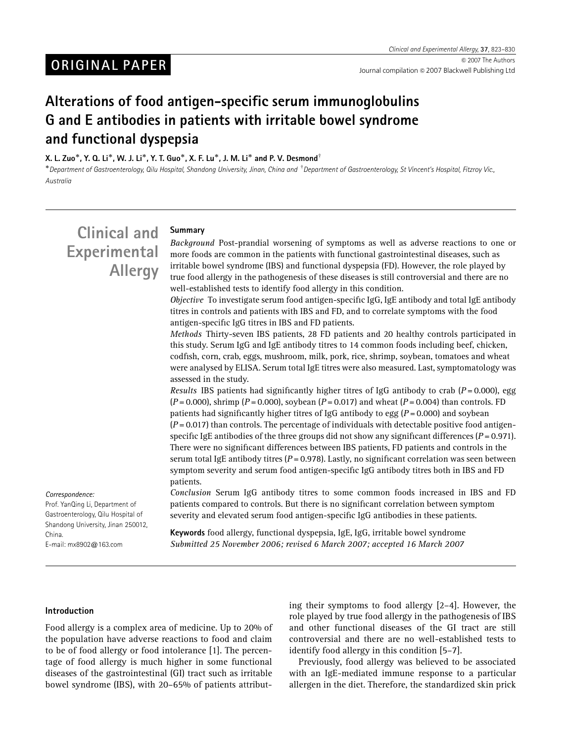ORIGINAL PAPER

# Alterations of food antigen-specific serum immunoglobulins G and E antibodies in patients with irritable bowel syndrome and functional dyspepsia

X. L. Zuo*, Y. Q. Li*, W. J. Li*, Y. T. Guo*, X. F. Lu*, J. M. Li* and P. V. Desmond†

*Department of Gastroenterology, Qilu Hospital, Shandong University, Jinan, China and †Department of Gastroenterology, St Vincent's Hospital, Fitzroy Vic., Australia

Clinical and Experimental Allergy

## Summary

*Background* Post-prandial worsening of symptoms as well as adverse reactions to one or more foods are common in the patients with functional gastrointestinal diseases, such as irritable bowel syndrome (IBS) and functional dyspepsia (FD). However, the role played by true food allergy in the pathogenesis of these diseases is still controversial and there are no well-established tests to identify food allergy in this condition.

*Objective* To investigate serum food antigen-specific IgG, IgE antibody and total IgE antibody titres in controls and patients with IBS and FD, and to correlate symptoms with the food antigen-specific IgG titres in IBS and FD patients.

*Methods* Thirty-seven IBS patients, 28 FD patients and 20 healthy controls participated in this study. Serum IgG and IgE antibody titres to 14 common foods including beef, chicken, codfish, corn, crab, eggs, mushroom, milk, pork, rice, shrimp, soybean, tomatoes and wheat were analysed by ELISA. Serum total IgE titres were also measured. Last, symptomatology was assessed in the study.

*Results* IBS patients had significantly higher titres of IgG antibody to crab ($P = 0.000$), egg ($P = 0.000$), shrimp ($P = 0.000$), soybean ($P = 0.017$) and wheat ($P = 0.004$) than controls. FD patients had significantly higher titres of IgG antibody to egg ($P = 0.000$) and soybean ($P = 0.017$) than controls. The percentage of individuals with detectable positive food antigen-specific IgE antibodies of the three groups did not show any significant differences ($P = 0.971$). There were no significant differences between IBS patients, FD patients and controls in the serum total IgE antibody titres ($P = 0.978$). Lastly, no significant correlation was seen between symptom severity and serum food antigen-specific IgG antibody titres both in IBS and FD patients.

*Conclusion* Serum IgG antibody titres to some common foods increased in IBS and FD patients compared to controls. But there is no significant correlation between symptom severity and elevated serum food antigen-specific IgG antibodies in these patients.

**Keywords** food allergy, functional dyspepsia, IgE, IgG, irritable bowel syndrome

*Submitted 25 November 2006; revised 6 March 2007; accepted 16 March 2007*

*Correspondence:*
Prof. YanQing Li, Department of Gastroenterology, Qilu Hospital of Shandong University, Jinan 250012, China.
E-mail: mx8902@163.com

## Introduction

Food allergy is a complex area of medicine. Up to 20% of the population have adverse reactions to food and claim to be of food allergy or food intolerance [1]. The percentage of food allergy is much higher in some functional diseases of the gastrointestinal (GI) tract such as irritable bowel syndrome (IBS), with 20–65% of patients attributing their symptoms to food allergy [2–4]. However, the role played by true food allergy in the pathogenesis of IBS and other functional diseases of the GI tract are still controversial and there are no well-established tests to identify food allergy in this condition [5–7].

Previously, food allergy was believed to be associated with an IgE-mediated immune response to a particular allergen in the diet. Therefore, the standardized skin prick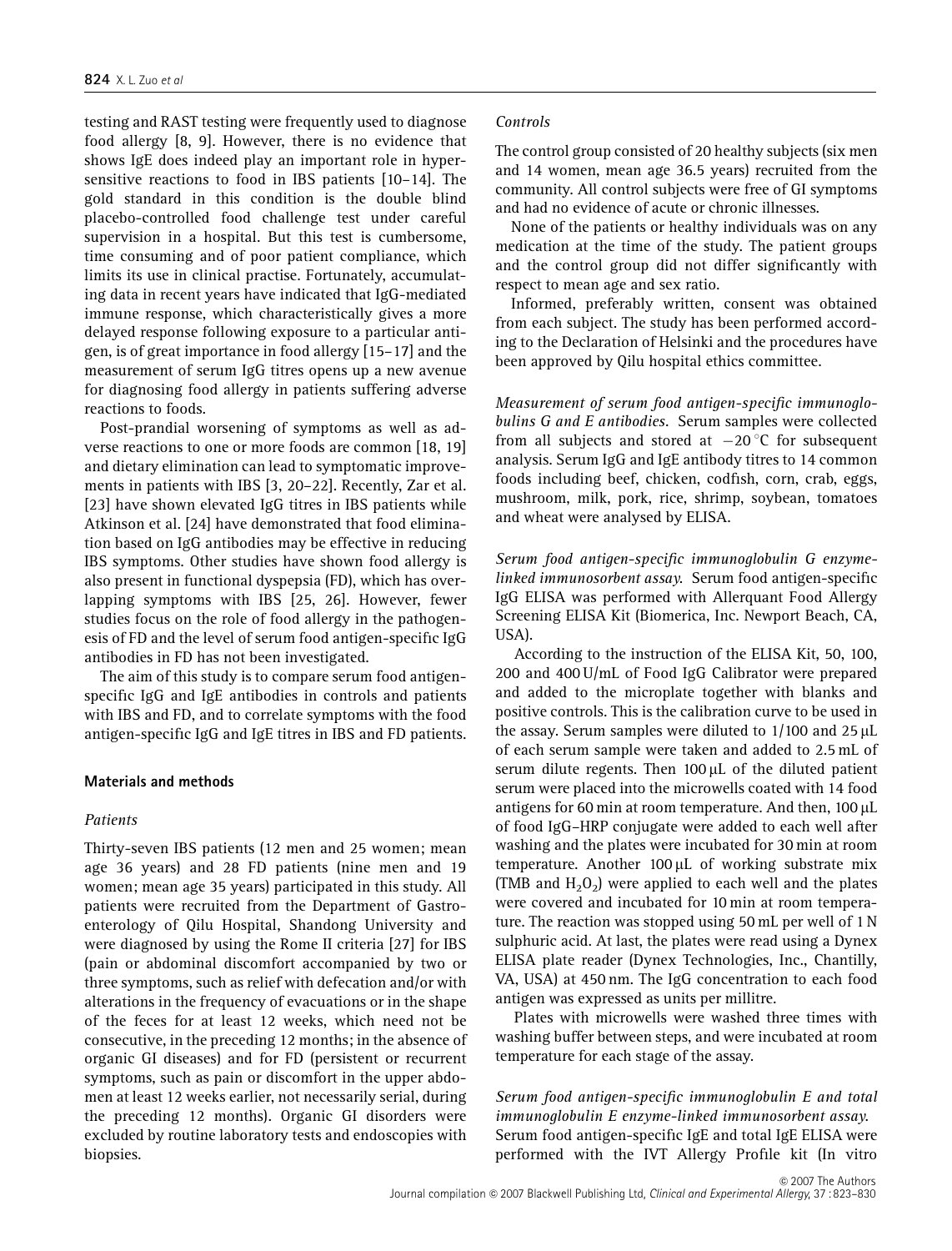testing and RAST testing were frequently used to diagnose food allergy [8, 9]. However, there is no evidence that shows IgE does indeed play an important role in hypersensitive reactions to food in IBS patients [10–14]. The gold standard in this condition is the double blind placebo-controlled food challenge test under careful supervision in a hospital. But this test is cumbersome, time consuming and of poor patient compliance, which limits its use in clinical practise. Fortunately, accumulating data in recent years have indicated that IgG-mediated immune response, which characteristically gives a more delayed response following exposure to a particular antigen, is of great importance in food allergy [15–17] and the measurement of serum IgG titres opens up a new avenue for diagnosing food allergy in patients suffering adverse reactions to foods.

Post-prandial worsening of symptoms as well as adverse reactions to one or more foods are common [18, 19] and dietary elimination can lead to symptomatic improvements in patients with IBS [3, 20–22]. Recently, Zar et al. [23] have shown elevated IgG titres in IBS patients while Atkinson et al. [24] have demonstrated that food elimination based on IgG antibodies may be effective in reducing IBS symptoms. Other studies have shown food allergy is also present in functional dyspepsia (FD), which has overlapping symptoms with IBS [25, 26]. However, fewer studies focus on the role of food allergy in the pathogenesis of FD and the level of serum food antigen-specific IgG antibodies in FD has not been investigated.

The aim of this study is to compare serum food antigen-specific IgG and IgE antibodies in controls and patients with IBS and FD, and to correlate symptoms with the food antigen-specific IgG and IgE titres in IBS and FD patients.

## Materials and methods

### *Patients*

Thirty-seven IBS patients (12 men and 25 women; mean age 36 years) and 28 FD patients (nine men and 19 women; mean age 35 years) participated in this study. All patients were recruited from the Department of Gastroenterology of Qilu Hospital, Shandong University and were diagnosed by using the Rome II criteria [27] for IBS (pain or abdominal discomfort accompanied by two or three symptoms, such as relief with defecation and/or with alterations in the frequency of evacuations or in the shape of the feces for at least 12 weeks, which need not be consecutive, in the preceding 12 months; in the absence of organic GI diseases) and for FD (persistent or recurrent symptoms, such as pain or discomfort in the upper abdomen at least 12 weeks earlier, not necessarily serial, during the preceding 12 months). Organic GI disorders were excluded by routine laboratory tests and endoscopies with biopsies.

### *Controls*

The control group consisted of 20 healthy subjects (six men and 14 women, mean age 36.5 years) recruited from the community. All control subjects were free of GI symptoms and had no evidence of acute or chronic illnesses.

None of the patients or healthy individuals was on any medication at the time of the study. The patient groups and the control group did not differ significantly with respect to mean age and sex ratio.

Informed, preferably written, consent was obtained from each subject. The study has been performed according to the Declaration of Helsinki and the procedures have been approved by Qilu hospital ethics committee.

*Measurement of serum food antigen-specific immunoglobulins G and E antibodies.* Serum samples were collected from all subjects and stored at $-20\,^{\circ}C$ for subsequent analysis. Serum IgG and IgE antibody titres to 14 common foods including beef, chicken, codfish, corn, crab, eggs, mushroom, milk, pork, rice, shrimp, soybean, tomatoes and wheat were analysed by ELISA.

*Serum food antigen-specific immunoglobulin G enzyme-linked immunosorbent assay.* Serum food antigen-specific IgG ELISA was performed with Allerquant Food Allergy Screening ELISA Kit (Biomerica, Inc. Newport Beach, CA, USA).

According to the instruction of the ELISA Kit, 50, 100, 200 and 400 U/mL of Food IgG Calibrator were prepared and added to the microplate together with blanks and positive controls. This is the calibration curve to be used in the assay. Serum samples were diluted to 1/100 and 25 μL of each serum sample were taken and added to 2.5 mL of serum dilute regents. Then 100 μL of the diluted patient serum were placed into the microwells coated with 14 food antigens for 60 min at room temperature. And then, 100 μL of food IgG–HRP conjugate were added to each well after washing and the plates were incubated for 30 min at room temperature. Another 100 μL of working substrate mix (TMB and $H_2O_2$) were applied to each well and the plates were covered and incubated for 10 min at room temperature. The reaction was stopped using 50 mL per well of 1 N sulphuric acid. At last, the plates were read using a Dynex ELISA plate reader (Dynex Technologies, Inc., Chantilly, VA, USA) at 450 nm. The IgG concentration to each food antigen was expressed as units per millitre.

Plates with microwells were washed three times with washing buffer between steps, and were incubated at room temperature for each stage of the assay.

*Serum food antigen-specific immunoglobulin E and total immunoglobulin E enzyme-linked immunosorbent assay.* Serum food antigen-specific IgE and total IgE ELISA were performed with the IVT Allergy Profile kit (In vitro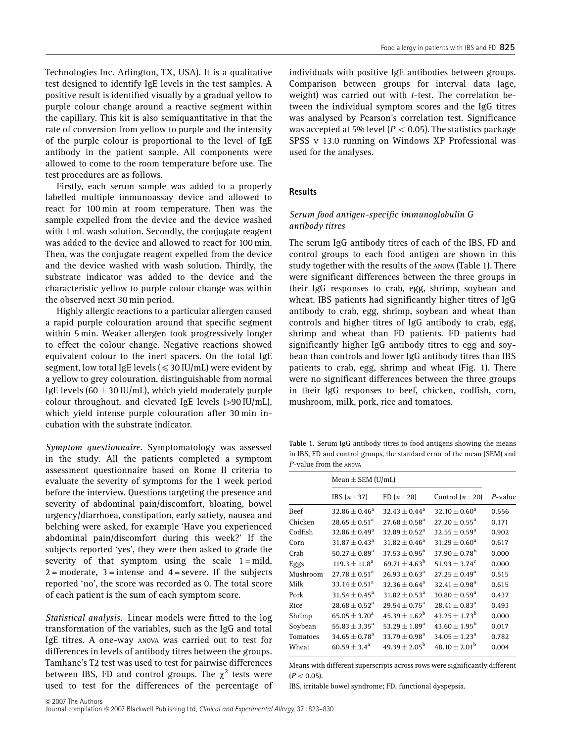Technologies Inc. Arlington, TX, USA). It is a qualitative test designed to identify IgE levels in the test samples. A positive result is identified visually by a gradual yellow to purple colour change around a reactive segment within the capillary. This kit is also semiquantitative in that the rate of conversion from yellow to purple and the intensity of the purple colour is proportional to the level of IgE antibody in the patient sample. All components were allowed to come to the room temperature before use. The test procedures are as follows.

Firstly, each serum sample was added to a properly labelled multiple immunoassay device and allowed to react for 100 min at room temperature. Then was the sample expelled from the device and the device washed with 1 mL wash solution. Secondly, the conjugate reagent was added to the device and allowed to react for 100 min. Then, was the conjugate reagent expelled from the device and the device washed with wash solution. Thirdly, the substrate indicator was added to the device and the characteristic yellow to purple colour change was within the observed next 30 min period.

Highly allergic reactions to a particular allergen caused a rapid purple colouration around that specific segment within 5 min. Weaker allergen took progressively longer to effect the colour change. Negative reactions showed equivalent colour to the inert spacers. On the total IgE segment, low total IgE levels ($\leqslant 30$ IU/mL) were evident by a yellow to grey colouration, distinguishable from normal IgE levels ($60 \pm 30$ IU/mL), which yield moderately purple colour throughout, and elevated IgE levels (>90 IU/mL), which yield intense purple colouration after 30 min incubation with the substrate indicator.

*Symptom questionnaire.* Symptomatology was assessed in the study. All the patients completed a symptom assessment questionnaire based on Rome II criteria to evaluate the severity of symptoms for the 1 week period before the interview. Questions targeting the presence and severity of abdominal pain/discomfort, bloating, bowel urgency/diarrhoea, constipation, early satiety, nausea and belching were asked, for example 'Have you experienced abdominal pain/discomfort during this week?' If the subjects reported 'yes', they were then asked to grade the severity of that symptom using the scale 1 = mild, 2 = moderate, 3 = intense and 4 = severe. If the subjects reported 'no', the score was recorded as 0. The total score of each patient is the sum of each symptom score.

*Statistical analysis.* Linear models were fitted to the log transformation of the variables, such as the IgG and total IgE titres. A one-way ANOVA was carried out to test for differences in levels of antibody titres between the groups. Tamhane's T2 test was used to test for pairwise differences between IBS, FD and control groups. The $\chi^2$ tests were used to test for the differences of the percentage of individuals with positive IgE antibodies between groups. Comparison between groups for interval data (age, weight) was carried out with *t*-test. The correlation between the individual symptom scores and the IgG titres was analysed by Pearson's correlation test. Significance was accepted at 5% level ($P < 0.05$). The statistics package SPSS v 13.0 running on Windows XP Professional was used for the analyses.

## Results

### Serum food antigen-specific immunoglobulin G antibody titres

The serum IgG antibody titres of each of the IBS, FD and control groups to each food antigen are shown in this study together with the results of the ANOVA (Table 1). There were significant differences between the three groups in their IgG responses to crab, egg, shrimp, soybean and wheat. IBS patients had significantly higher titres of IgG antibody to crab, egg, shrimp, soybean and wheat than controls and higher titres of IgG antibody to crab, egg, shrimp and wheat than FD patients. FD patients had significantly higher IgG antibody titres to egg and soybean than controls and lower IgG antibody titres than IBS patients to crab, egg, shrimp and wheat (Fig. 1). There were no significant differences between the three groups in their IgG responses to beef, chicken, codfish, corn, mushroom, milk, pork, rice and tomatoes.

**Table 1.** Serum IgG antibody titres to food antigens showing the means in IBS, FD and control groups, the standard error of the mean (SEM) and *P*-value from the ANOVA

| | Mean ± SEM (U/mL) | | | |
|---|---|---|---|---|
| | IBS ($n = 37$) | FD ($n = 28$) | Control ($n = 20$) | *P*-value |
| Beef | $32.86 \pm 0.46^a$ | $32.43 \pm 0.44^a$ | $32.10 \pm 0.60^a$ | 0.556 |
| Chicken | $28.65 \pm 0.51^a$ | $27.68 \pm 0.58^a$ | $27.20 \pm 0.55^a$ | 0.171 |
| Codfish | $32.86 \pm 0.49^a$ | $32.89 \pm 0.52^a$ | $32.55 \pm 0.59^a$ | 0.902 |
| Corn | $31.87 \pm 0.43^a$ | $31.82 \pm 0.46^a$ | $31.29 \pm 0.60^a$ | 0.617 |
| Crab | $50.27 \pm 0.89^a$ | $37.53 \pm 0.95^b$ | $37.90 \pm 0.78^b$ | 0.000 |
| Eggs | $119.3 \pm 11.8^a$ | $69.71 \pm 4.63^b$ | $51.93 \pm 3.74^c$ | 0.000 |
| Mushroom | $27.78 \pm 0.51^a$ | $26.93 \pm 0.63^a$ | $27.25 \pm 0.49^a$ | 0.515 |
| Milk | $33.14 \pm 0.51^a$ | $32.36 \pm 0.64^a$ | $32.41 \pm 0.98^a$ | 0.615 |
| Pork | $31.54 \pm 0.45^a$ | $31.82 \pm 0.53^a$ | $30.80 \pm 0.59^a$ | 0.437 |
| Rice | $28.68 \pm 0.52^a$ | $29.54 \pm 0.75^a$ | $28.41 \pm 0.83^a$ | 0.493 |
| Shrimp | $65.05 \pm 3.70^a$ | $45.39 \pm 1.62^b$ | $43.25 \pm 1.73^b$ | 0.000 |
| Soybean | $55.83 \pm 3.35^a$ | $53.29 \pm 1.89^a$ | $43.60 \pm 1.95^b$ | 0.017 |
| Tomatoes | $34.65 \pm 0.78^a$ | $33.79 \pm 0.98^a$ | $34.05 \pm 1.23^a$ | 0.782 |
| Wheat | $60.59 \pm 3.4^a$ | $49.39 \pm 2.05^b$ | $48.10 \pm 2.01^b$ | 0.004 |

Means with different superscripts across rows were significantly different ($P < 0.05$).

IBS, irritable bowel syndrome; FD, functional dyspepsia.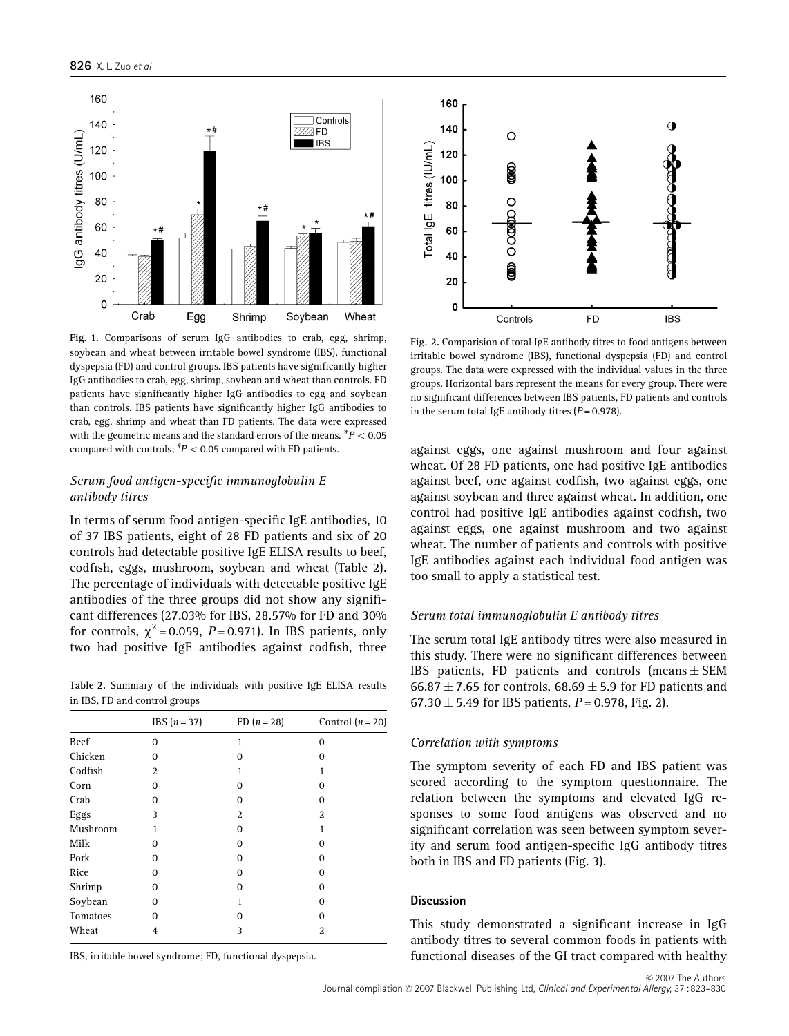Fig. 1. Comparisons of serum IgG antibodies to crab, egg, shrimp, soybean and wheat between irritable bowel syndrome (IBS), functional dyspepsia (FD) and control groups. IBS patients have significantly higher IgG antibodies to crab, egg, shrimp, soybean and wheat than controls. FD patients have significantly higher IgG antibodies to egg and soybean than controls. IBS patients have significantly higher IgG antibodies to crab, egg, shrimp and wheat than FD patients. The data were expressed with the geometric means and the standard errors of the means. *$P < 0.05$ compared with controls; #$P < 0.05$ compared with FD patients.

Fig. 2. Comparision of total IgE antibody titres to food antigens between irritable bowel syndrome (IBS), functional dyspepsia (FD) and control groups. The data were expressed with the individual values in the three groups. Horizontal bars represent the means for every group. There were no significant differences between IBS patients, FD patients and controls in the serum total IgE antibody titres ($P = 0.978$).

### *Serum food antigen-specific immunoglobulin E antibody titres*

In terms of serum food antigen-specific IgE antibodies, 10 of 37 IBS patients, eight of 28 FD patients and six of 20 controls had detectable positive IgE ELISA results to beef, codfish, eggs, mushroom, soybean and wheat (Table 2). The percentage of individuals with detectable positive IgE antibodies of the three groups did not show any significant differences (27.03% for IBS, 28.57% for FD and 30% for controls, $\chi^2 = 0.059$, $P = 0.971$). In IBS patients, only two had positive IgE antibodies against codfish, three against eggs, one against mushroom and four against wheat. Of 28 FD patients, one had positive IgE antibodies against beef, one against codfish, two against eggs, one against soybean and three against wheat. In addition, one control had positive IgE antibodies against codfish, two against eggs, one against mushroom and two against wheat. The number of patients and controls with positive IgE antibodies against each individual food antigen was too small to apply a statistical test.

**Table 2.** Summary of the individuals with positive IgE ELISA results in IBS, FD and control groups

| | IBS ($n = 37$) | FD ($n = 28$) | Control ($n = 20$) |
|---|---|---|---|
| Beef | 0 | 1 | 0 |
| Chicken | 0 | 0 | 0 |
| Codfish | 2 | 1 | 1 |
| Corn | 0 | 0 | 0 |
| Crab | 0 | 0 | 0 |
| Eggs | 3 | 2 | 2 |
| Mushroom | 1 | 0 | 1 |
| Milk | 0 | 0 | 0 |
| Pork | 0 | 0 | 0 |
| Rice | 0 | 0 | 0 |
| Shrimp | 0 | 0 | 0 |
| Soybean | 0 | 1 | 0 |
| Tomatoes | 0 | 0 | 0 |
| Wheat | 4 | 3 | 2 |

IBS, irritable bowel syndrome; FD, functional dyspepsia.

### *Serum total immunoglobulin E antibody titres*

The serum total IgE antibody titres were also measured in this study. There were no significant differences between IBS patients, FD patients and controls (means ± SEM 66.87 ± 7.65 for controls, 68.69 ± 5.9 for FD patients and 67.30 ± 5.49 for IBS patients, $P = 0.978$, Fig. 2).

### *Correlation with symptoms*

The symptom severity of each FD and IBS patient was scored according to the symptom questionnaire. The relation between the symptoms and elevated IgG responses to some food antigens was observed and no significant correlation was seen between symptom severity and serum food antigen-specific IgG antibody titres both in IBS and FD patients (Fig. 3).

## Discussion

This study demonstrated a significant increase in IgG antibody titres to several common foods in patients with functional diseases of the GI tract compared with healthy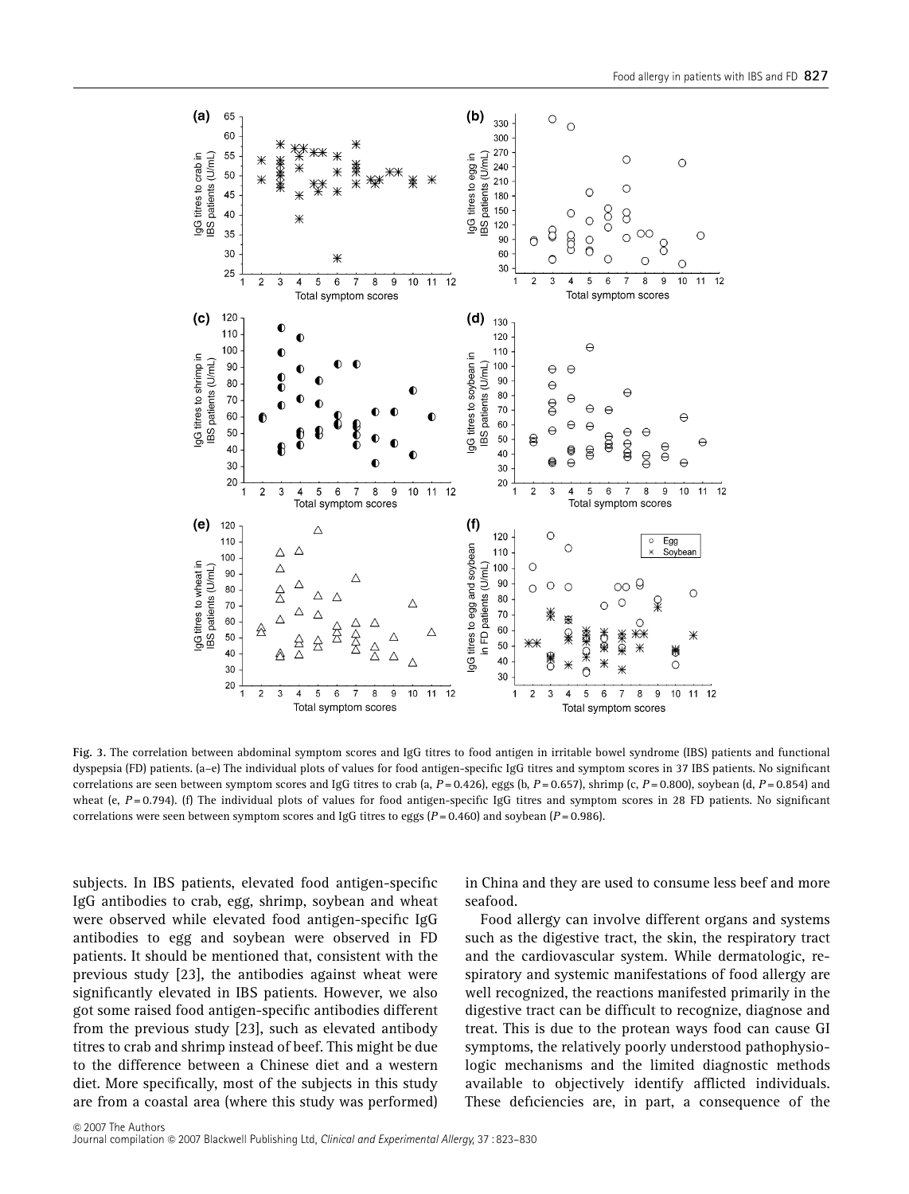**Fig. 3.** The correlation between abdominal symptom scores and IgG titres to food antigen in irritable bowel syndrome (IBS) patients and functional dyspepsia (FD) patients. (a–e) The individual plots of values for food antigen-specific IgG titres and symptom scores in 37 IBS patients. No significant correlations are seen between symptom scores and IgG titres to crab (a, $P = 0.426$), eggs (b, $P = 0.657$), shrimp (c, $P = 0.800$), soybean (d, $P = 0.854$) and wheat (e, $P = 0.794$). (f) The individual plots of values for food antigen-specific IgG titres and symptom scores in 28 FD patients. No significant correlations were seen between symptom scores and IgG titres to eggs ($P = 0.460$) and soybean ($P = 0.986$).

subjects. In IBS patients, elevated food antigen-specific IgG antibodies to crab, egg, shrimp, soybean and wheat were observed while elevated food antigen-specific IgG antibodies to egg and soybean were observed in FD patients. It should be mentioned that, consistent with the previous study [23], the antibodies against wheat were significantly elevated in IBS patients. However, we also got some raised food antigen-specific antibodies different from the previous study [23], such as elevated antibody titres to crab and shrimp instead of beef. This might be due to the difference between a Chinese diet and a western diet. More specifically, most of the subjects in this study are from a coastal area (where this study was performed) in China and they are used to consume less beef and more seafood.

Food allergy can involve different organs and systems such as the digestive tract, the skin, the respiratory tract and the cardiovascular system. While dermatologic, respiratory and systemic manifestations of food allergy are well recognized, the reactions manifested primarily in the digestive tract can be difficult to recognize, diagnose and treat. This is due to the protean ways food can cause GI symptoms, the relatively poorly understood pathophysiologic mechanisms and the limited diagnostic methods available to objectively identify afflicted individuals. These deficiencies are, in part, a consequence of the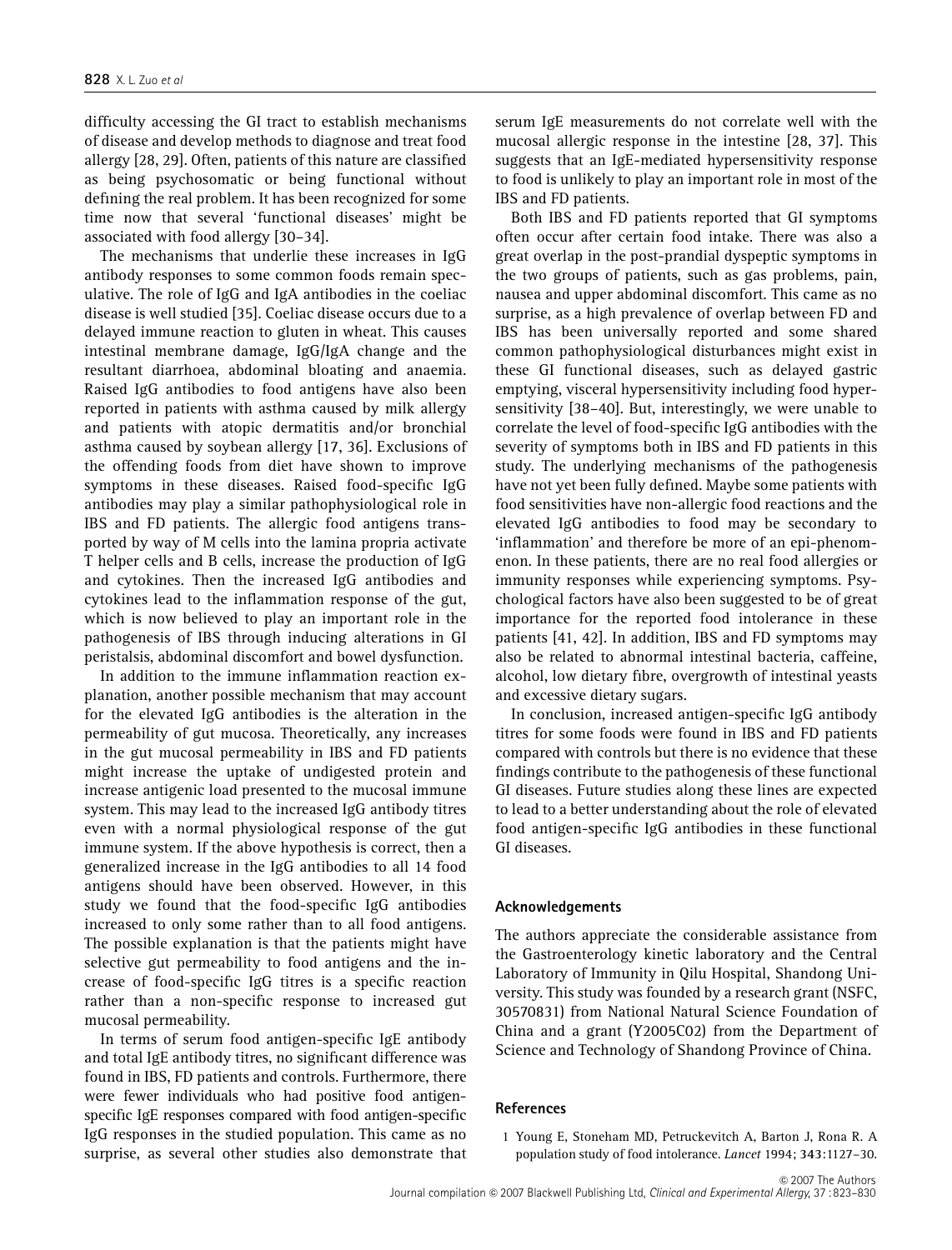difficulty accessing the GI tract to establish mechanisms of disease and develop methods to diagnose and treat food allergy [28, 29]. Often, patients of this nature are classified as being psychosomatic or being functional without defining the real problem. It has been recognized for some time now that several 'functional diseases' might be associated with food allergy [30–34].

The mechanisms that underlie these increases in IgG antibody responses to some common foods remain speculative. The role of IgG and IgA antibodies in the coeliac disease is well studied [35]. Coeliac disease occurs due to a delayed immune reaction to gluten in wheat. This causes intestinal membrane damage, IgG/IgA change and the resultant diarrhoea, abdominal bloating and anaemia. Raised IgG antibodies to food antigens have also been reported in patients with asthma caused by milk allergy and patients with atopic dermatitis and/or bronchial asthma caused by soybean allergy [17, 36]. Exclusions of the offending foods from diet have shown to improve symptoms in these diseases. Raised food-specific IgG antibodies may play a similar pathophysiological role in IBS and FD patients. The allergic food antigens transported by way of M cells into the lamina propria activate T helper cells and B cells, increase the production of IgG and cytokines. Then the increased IgG antibodies and cytokines lead to the inflammation response of the gut, which is now believed to play an important role in the pathogenesis of IBS through inducing alterations in GI peristalsis, abdominal discomfort and bowel dysfunction.

In addition to the immune inflammation reaction explanation, another possible mechanism that may account for the elevated IgG antibodies is the alteration in the permeability of gut mucosa. Theoretically, any increases in the gut mucosal permeability in IBS and FD patients might increase the uptake of undigested protein and increase antigenic load presented to the mucosal immune system. This may lead to the increased IgG antibody titres even with a normal physiological response of the gut immune system. If the above hypothesis is correct, then a generalized increase in the IgG antibodies to all 14 food antigens should have been observed. However, in this study we found that the food-specific IgG antibodies increased to only some rather than to all food antigens. The possible explanation is that the patients might have selective gut permeability to food antigens and the increase of food-specific IgG titres is a specific reaction rather than a non-specific response to increased gut mucosal permeability.

In terms of serum food antigen-specific IgE antibody and total IgE antibody titres, no significant difference was found in IBS, FD patients and controls. Furthermore, there were fewer individuals who had positive food antigen-specific IgE responses compared with food antigen-specific IgG responses in the studied population. This came as no surprise, as several other studies also demonstrate that serum IgE measurements do not correlate well with the mucosal allergic response in the intestine [28, 37]. This suggests that an IgE-mediated hypersensitivity response to food is unlikely to play an important role in most of the IBS and FD patients.

Both IBS and FD patients reported that GI symptoms often occur after certain food intake. There was also a great overlap in the post-prandial dyspeptic symptoms in the two groups of patients, such as gas problems, pain, nausea and upper abdominal discomfort. This came as no surprise, as a high prevalence of overlap between FD and IBS has been universally reported and some shared common pathophysiological disturbances might exist in these GI functional diseases, such as delayed gastric emptying, visceral hypersensitivity including food hypersensitivity [38–40]. But, interestingly, we were unable to correlate the level of food-specific IgG antibodies with the severity of symptoms both in IBS and FD patients in this study. The underlying mechanisms of the pathogenesis have not yet been fully defined. Maybe some patients with food sensitivities have non-allergic food reactions and the elevated IgG antibodies to food may be secondary to 'inflammation' and therefore be more of an epi-phenomenon. In these patients, there are no real food allergies or immunity responses while experiencing symptoms. Psychological factors have also been suggested to be of great importance for the reported food intolerance in these patients [41, 42]. In addition, IBS and FD symptoms may also be related to abnormal intestinal bacteria, caffeine, alcohol, low dietary fibre, overgrowth of intestinal yeasts and excessive dietary sugars.

In conclusion, increased antigen-specific IgG antibody titres for some foods were found in IBS and FD patients compared with controls but there is no evidence that these findings contribute to the pathogenesis of these functional GI diseases. Future studies along these lines are expected to lead to a better understanding about the role of elevated food antigen-specific IgG antibodies in these functional GI diseases.

## Acknowledgements

The authors appreciate the considerable assistance from the Gastroenterology kinetic laboratory and the Central Laboratory of Immunity in Qilu Hospital, Shandong University. This study was founded by a research grant (NSFC, 30570831) from National Natural Science Foundation of China and a grant (Y2005C02) from the Department of Science and Technology of Shandong Province of China.

## References

1 Young E, Stoneham MD, Petruckevitch A, Barton J, Rona R. A population study of food intolerance. *Lancet* 1994; **343**:1127–30.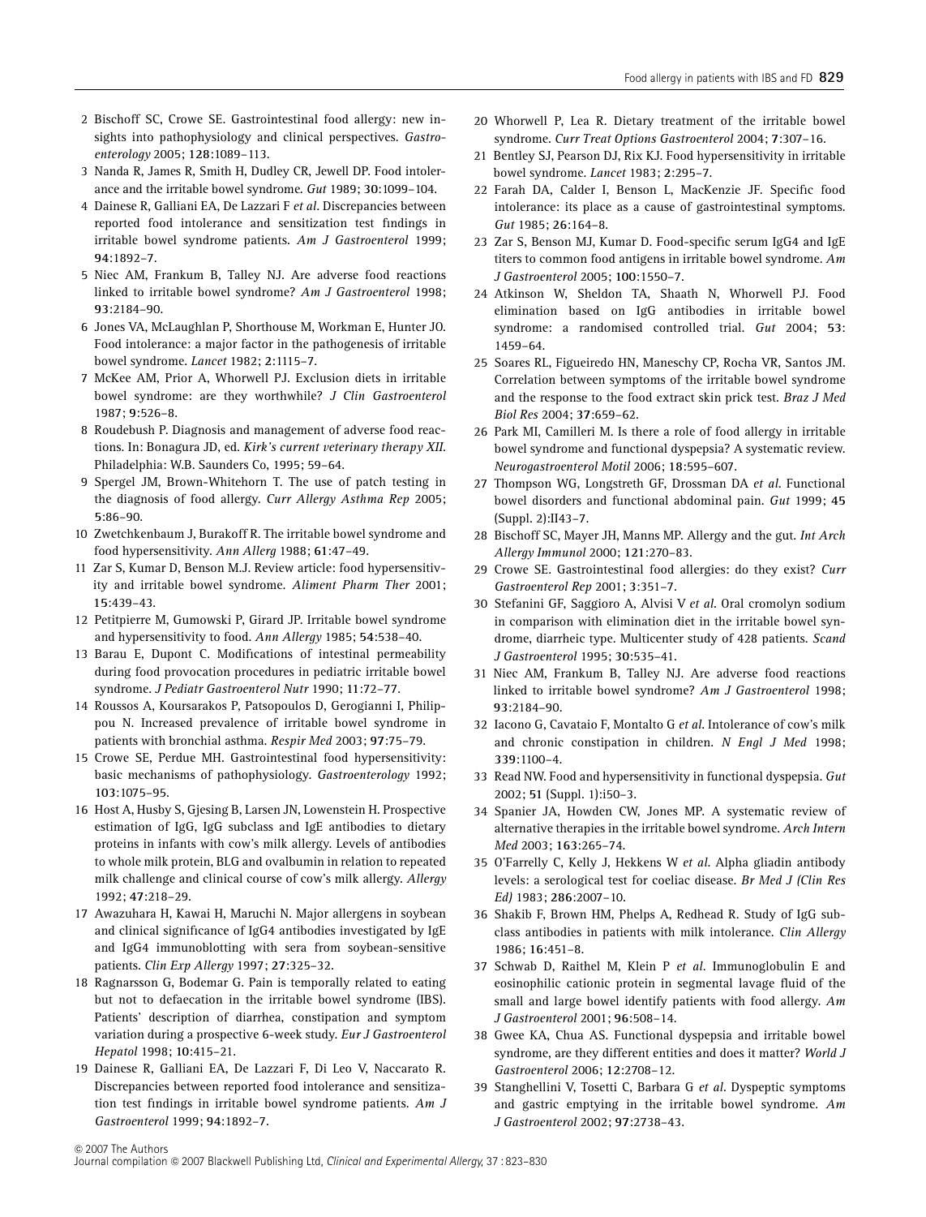2 Bischoff SC, Crowe SE. Gastrointestinal food allergy: new insights into pathophysiology and clinical perspectives. *Gastroenterology* 2005; **128**:1089–113.

3 Nanda R, James R, Smith H, Dudley CR, Jewell DP. Food intolerance and the irritable bowel syndrome. *Gut* 1989; **30**:1099–104.

4 Dainese R, Galliani EA, De Lazzari F *et al.* Discrepancies between reported food intolerance and sensitization test findings in irritable bowel syndrome patients. *Am J Gastroenterol* 1999; **94**:1892–7.

5 Niec AM, Frankum B, Talley NJ. Are adverse food reactions linked to irritable bowel syndrome? *Am J Gastroenterol* 1998; **93**:2184–90.

6 Jones VA, McLaughlan P, Shorthouse M, Workman E, Hunter JO. Food intolerance: a major factor in the pathogenesis of irritable bowel syndrome. *Lancet* 1982; **2**:1115–7.

7 McKee AM, Prior A, Whorwell PJ. Exclusion diets in irritable bowel syndrome: are they worthwhile? *J Clin Gastroenterol* 1987; **9**:526–8.

8 Roudebush P. Diagnosis and management of adverse food reactions. In: Bonagura JD, ed. *Kirk's current veterinary therapy XII*. Philadelphia: W.B. Saunders Co, 1995; 59–64.

9 Spergel JM, Brown-Whitehorn T. The use of patch testing in the diagnosis of food allergy. *Curr Allergy Asthma Rep* 2005; **5**:86–90.

10 Zwetchkenbaum J, Burakoff R. The irritable bowel syndrome and food hypersensitivity. *Ann Allerg* 1988; **61**:47–49.

11 Zar S, Kumar D, Benson M.J. Review article: food hypersensitivity and irritable bowel syndrome. *Aliment Pharm Ther* 2001; **15**:439–43.

12 Petitpierre M, Gumowski P, Girard JP. Irritable bowel syndrome and hypersensitivity to food. *Ann Allergy* 1985; **54**:538–40.

13 Barau E, Dupont C. Modifications of intestinal permeability during food provocation procedures in pediatric irritable bowel syndrome. *J Pediatr Gastroenterol Nutr* 1990; **11**:72–77.

14 Roussos A, Koursarakos P, Patsopoulos D, Gerogianni I, Philippou N. Increased prevalence of irritable bowel syndrome in patients with bronchial asthma. *Respir Med* 2003; **97**:75–79.

15 Crowe SE, Perdue MH. Gastrointestinal food hypersensitivity: basic mechanisms of pathophysiology. *Gastroenterology* 1992; **103**:1075–95.

16 Host A, Husby S, Gjesing B, Larsen JN, Lowenstein H. Prospective estimation of IgG, IgG subclass and IgE antibodies to dietary proteins in infants with cow's milk allergy. Levels of antibodies to whole milk protein, BLG and ovalbumin in relation to repeated milk challenge and clinical course of cow's milk allergy. *Allergy* 1992; **47**:218–29.

17 Awazuhara H, Kawai H, Maruchi N. Major allergens in soybean and clinical significance of IgG4 antibodies investigated by IgE and IgG4 immunoblotting with sera from soybean-sensitive patients. *Clin Exp Allergy* 1997; **27**:325–32.

18 Ragnarsson G, Bodemar G. Pain is temporally related to eating but not to defaecation in the irritable bowel syndrome (IBS). Patients' description of diarrhea, constipation and symptom variation during a prospective 6-week study. *Eur J Gastroenterol Hepatol* 1998; **10**:415–21.

19 Dainese R, Galliani EA, De Lazzari F, Di Leo V, Naccarato R. Discrepancies between reported food intolerance and sensitization test findings in irritable bowel syndrome patients. *Am J Gastroenterol* 1999; **94**:1892–7.

20 Whorwell P, Lea R. Dietary treatment of the irritable bowel syndrome. *Curr Treat Options Gastroenterol* 2004; **7**:307–16.

21 Bentley SJ, Pearson DJ, Rix KJ. Food hypersensitivity in irritable bowel syndrome. *Lancet* 1983; **2**:295–7.

22 Farah DA, Calder I, Benson L, MacKenzie JF. Specific food intolerance: its place as a cause of gastrointestinal symptoms. *Gut* 1985; **26**:164–8.

23 Zar S, Benson MJ, Kumar D. Food-specific serum IgG4 and IgE titers to common food antigens in irritable bowel syndrome. *Am J Gastroenterol* 2005; **100**:1550–7.

24 Atkinson W, Sheldon TA, Shaath N, Whorwell PJ. Food elimination based on IgG antibodies in irritable bowel syndrome: a randomised controlled trial. *Gut* 2004; **53**: 1459–64.

25 Soares RL, Figueiredo HN, Maneschy CP, Rocha VR, Santos JM. Correlation between symptoms of the irritable bowel syndrome and the response to the food extract skin prick test. *Braz J Med Biol Res* 2004; **37**:659–62.

26 Park MI, Camilleri M. Is there a role of food allergy in irritable bowel syndrome and functional dyspepsia? A systematic review. *Neurogastroenterol Motil* 2006; **18**:595–607.

27 Thompson WG, Longstreth GF, Drossman DA *et al.* Functional bowel disorders and functional abdominal pain. *Gut* 1999; **45** (Suppl. 2):II43–7.

28 Bischoff SC, Mayer JH, Manns MP. Allergy and the gut. *Int Arch Allergy Immunol* 2000; **121**:270–83.

29 Crowe SE. Gastrointestinal food allergies: do they exist? *Curr Gastroenterol Rep* 2001; **3**:351–7.

30 Stefanini GF, Saggioro A, Alvisi V *et al.* Oral cromolyn sodium in comparison with elimination diet in the irritable bowel syndrome, diarrheic type. Multicenter study of 428 patients. *Scand J Gastroenterol* 1995; **30**:535–41.

31 Niec AM, Frankum B, Talley NJ. Are adverse food reactions linked to irritable bowel syndrome? *Am J Gastroenterol* 1998; **93**:2184–90.

32 Iacono G, Cavataio F, Montalto G *et al.* Intolerance of cow's milk and chronic constipation in children. *N Engl J Med* 1998; **339**:1100–4.

33 Read NW. Food and hypersensitivity in functional dyspepsia. *Gut* 2002; **51** (Suppl. 1):i50–3.

34 Spanier JA, Howden CW, Jones MP. A systematic review of alternative therapies in the irritable bowel syndrome. *Arch Intern Med* 2003; **163**:265–74.

35 O'Farrelly C, Kelly J, Hekkens W *et al.* Alpha gliadin antibody levels: a serological test for coeliac disease. *Br Med J (Clin Res Ed)* 1983; **286**:2007–10.

36 Shakib F, Brown HM, Phelps A, Redhead R. Study of IgG subclass antibodies in patients with milk intolerance. *Clin Allergy* 1986; **16**:451–8.

37 Schwab D, Raithel M, Klein P *et al.* Immunoglobulin E and eosinophilic cationic protein in segmental lavage fluid of the small and large bowel identify patients with food allergy. *Am J Gastroenterol* 2001; **96**:508–14.

38 Gwee KA, Chua AS. Functional dyspepsia and irritable bowel syndrome, are they different entities and does it matter? *World J Gastroenterol* 2006; **12**:2708–12.

39 Stanghellini V, Tosetti C, Barbara G *et al.* Dyspeptic symptoms and gastric emptying in the irritable bowel syndrome. *Am J Gastroenterol* 2002; **97**:2738–43.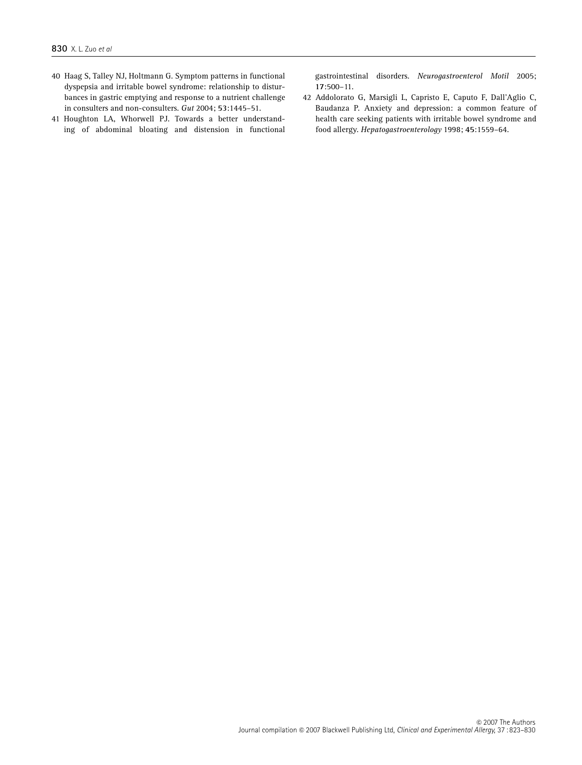40 Haag S, Talley NJ, Holtmann G. Symptom patterns in functional dyspepsia and irritable bowel syndrome: relationship to disturbances in gastric emptying and response to a nutrient challenge in consulters and non-consulters. *Gut* 2004; **53**:1445–51.

41 Houghton LA, Whorwell PJ. Towards a better understanding of abdominal bloating and distension in functional gastrointestinal disorders. *Neurogastroenterol Motil* 2005; **17**:500–11.

42 Addolorato G, Marsigli L, Capristo E, Caputo F, Dall'Aglio C, Baudanza P. Anxiety and depression: a common feature of health care seeking patients with irritable bowel syndrome and food allergy. *Hepatogastroenterology* 1998; **45**:1559–64.